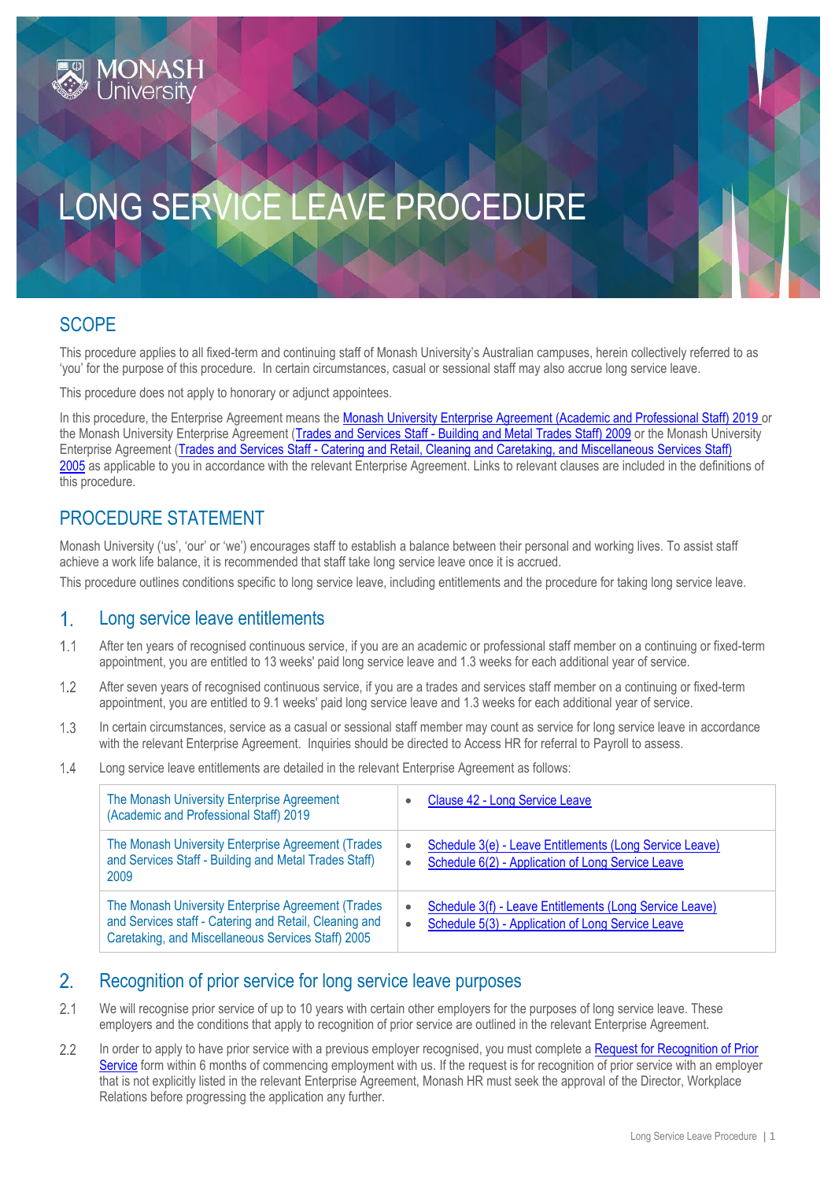# LONG SERVICE LEAVE PROCEDURE

## SCOPE

This procedure applies to all fixed-term and continuing staff of Monash University's Australian campuses, herein collectively referred to as 'you' for the purpose of this procedure. In certain circumstances, casual or sessional staff may also accrue long service leave.

This procedure does not apply to honorary or adjunct appointees.

In this procedure, the Enterprise Agreement means the Monash University Enterprise Agreement (Academic and Professional Staff) 2019 or the Monash University Enterprise Agreement (Trades and Services Staff - Building and Metal Trades Staff) 2009 or the Monash University Enterprise Agreement (Trades and Services Staff - Catering and Retail, Cleaning and Caretaking, and Miscellaneous Services Staff) 2005 as applicable to you in accordance with the relevant Enterprise Agreement. Links to relevant clauses are included in the definitions of this procedure.

## PROCEDURE STATEMENT

Monash University ('us', 'our' or 'we') encourages staff to establish a balance between their personal and working lives. To assist staff achieve a work life balance, it is recommended that staff take long service leave once it is accrued.

This procedure outlines conditions specific to long service leave, including entitlements and the procedure for taking long service leave.

### 1. Long service leave entitlements

1.1 After ten years of recognised continuous service, if you are an academic or professional staff member on a continuing or fixed-term appointment, you are entitled to 13 weeks' paid long service leave and 1.3 weeks for each additional year of service.

1.2 After seven years of recognised continuous service, if you are a trades and services staff member on a continuing or fixed-term appointment, you are entitled to 9.1 weeks' paid long service leave and 1.3 weeks for each additional year of service.

1.3 In certain circumstances, service as a casual or sessional staff member may count as service for long service leave in accordance with the relevant Enterprise Agreement. Inquiries should be directed to Access HR for referral to Payroll to assess.

1.4 Long service leave entitlements are detailed in the relevant Enterprise Agreement as follows:

| Enterprise Agreement | Relevant clauses |
|---|---|
| The Monash University Enterprise Agreement (Academic and Professional Staff) 2019 | • Clause 42 - Long Service Leave |
| The Monash University Enterprise Agreement (Trades and Services Staff - Building and Metal Trades Staff) 2009 | • Schedule 3(e) - Leave Entitlements (Long Service Leave)<br>• Schedule 6(2) - Application of Long Service Leave |
| The Monash University Enterprise Agreement (Trades and Services staff - Catering and Retail, Cleaning and Caretaking, and Miscellaneous Services Staff) 2005 | • Schedule 3(f) - Leave Entitlements (Long Service Leave)<br>• Schedule 5(3) - Application of Long Service Leave |

### 2. Recognition of prior service for long service leave purposes

2.1 We will recognise prior service of up to 10 years with certain other employers for the purposes of long service leave. These employers and the conditions that apply to recognition of prior service are outlined in the relevant Enterprise Agreement.

2.2 In order to apply to have prior service with a previous employer recognised, you must complete a Request for Recognition of Prior Service form within 6 months of commencing employment with us. If the request is for recognition of prior service with an employer that is not explicitly listed in the relevant Enterprise Agreement, Monash HR must seek the approval of the Director, Workplace Relations before progressing the application any further.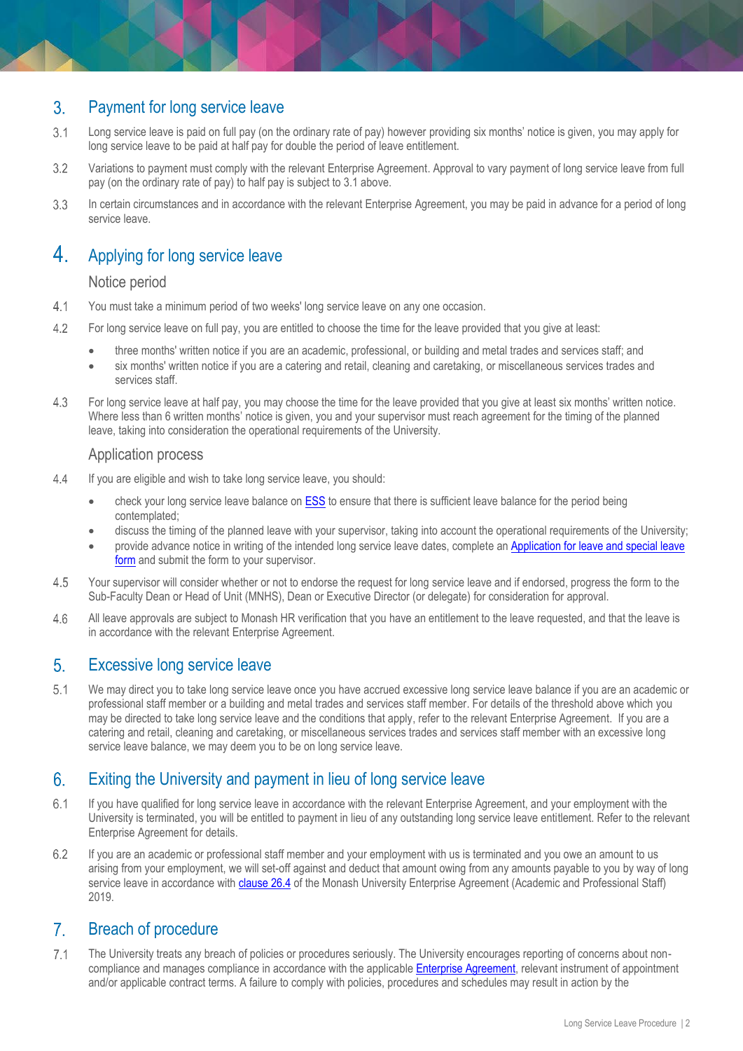## 3. Payment for long service leave

3.1 Long service leave is paid on full pay (on the ordinary rate of pay) however providing six months' notice is given, you may apply for long service leave to be paid at half pay for double the period of leave entitlement.

3.2 Variations to payment must comply with the relevant Enterprise Agreement. Approval to vary payment of long service leave from full pay (on the ordinary rate of pay) to half pay is subject to 3.1 above.

3.3 In certain circumstances and in accordance with the relevant Enterprise Agreement, you may be paid in advance for a period of long service leave.

## 4. Applying for long service leave

### Notice period

4.1 You must take a minimum period of two weeks' long service leave on any one occasion.

4.2 For long service leave on full pay, you are entitled to choose the time for the leave provided that you give at least:

- three months' written notice if you are an academic, professional, or building and metal trades and services staff; and
- six months' written notice if you are a catering and retail, cleaning and caretaking, or miscellaneous services trades and services staff.

4.3 For long service leave at half pay, you may choose the time for the leave provided that you give at least six months' written notice. Where less than 6 written months' notice is given, you and your supervisor must reach agreement for the timing of the planned leave, taking into consideration the operational requirements of the University.

### Application process

4.4 If you are eligible and wish to take long service leave, you should:

- check your long service leave balance on ESS to ensure that there is sufficient leave balance for the period being contemplated;
- discuss the timing of the planned leave with your supervisor, taking into account the operational requirements of the University;
- provide advance notice in writing of the intended long service leave dates, complete an Application for leave and special leave form and submit the form to your supervisor.

4.5 Your supervisor will consider whether or not to endorse the request for long service leave and if endorsed, progress the form to the Sub-Faculty Dean or Head of Unit (MNHS), Dean or Executive Director (or delegate) for consideration for approval.

4.6 All leave approvals are subject to Monash HR verification that you have an entitlement to the leave requested, and that the leave is in accordance with the relevant Enterprise Agreement.

## 5. Excessive long service leave

5.1 We may direct you to take long service leave once you have accrued excessive long service leave balance if you are an academic or professional staff member or a building and metal trades and services staff member. For details of the threshold above which you may be directed to take long service leave and the conditions that apply, refer to the relevant Enterprise Agreement. If you are a catering and retail, cleaning and caretaking, or miscellaneous services trades and services staff member with an excessive long service leave balance, we may deem you to be on long service leave.

## 6. Exiting the University and payment in lieu of long service leave

6.1 If you have qualified for long service leave in accordance with the relevant Enterprise Agreement, and your employment with the University is terminated, you will be entitled to payment in lieu of any outstanding long service leave entitlement. Refer to the relevant Enterprise Agreement for details.

6.2 If you are an academic or professional staff member and your employment with us is terminated and you owe an amount to us arising from your employment, we will set-off against and deduct that amount owing from any amounts payable to you by way of long service leave in accordance with clause 26.4 of the Monash University Enterprise Agreement (Academic and Professional Staff) 2019.

## 7. Breach of procedure

7.1 The University treats any breach of policies or procedures seriously. The University encourages reporting of concerns about non-compliance and manages compliance in accordance with the applicable Enterprise Agreement, relevant instrument of appointment and/or applicable contract terms. A failure to comply with policies, procedures and schedules may result in action by the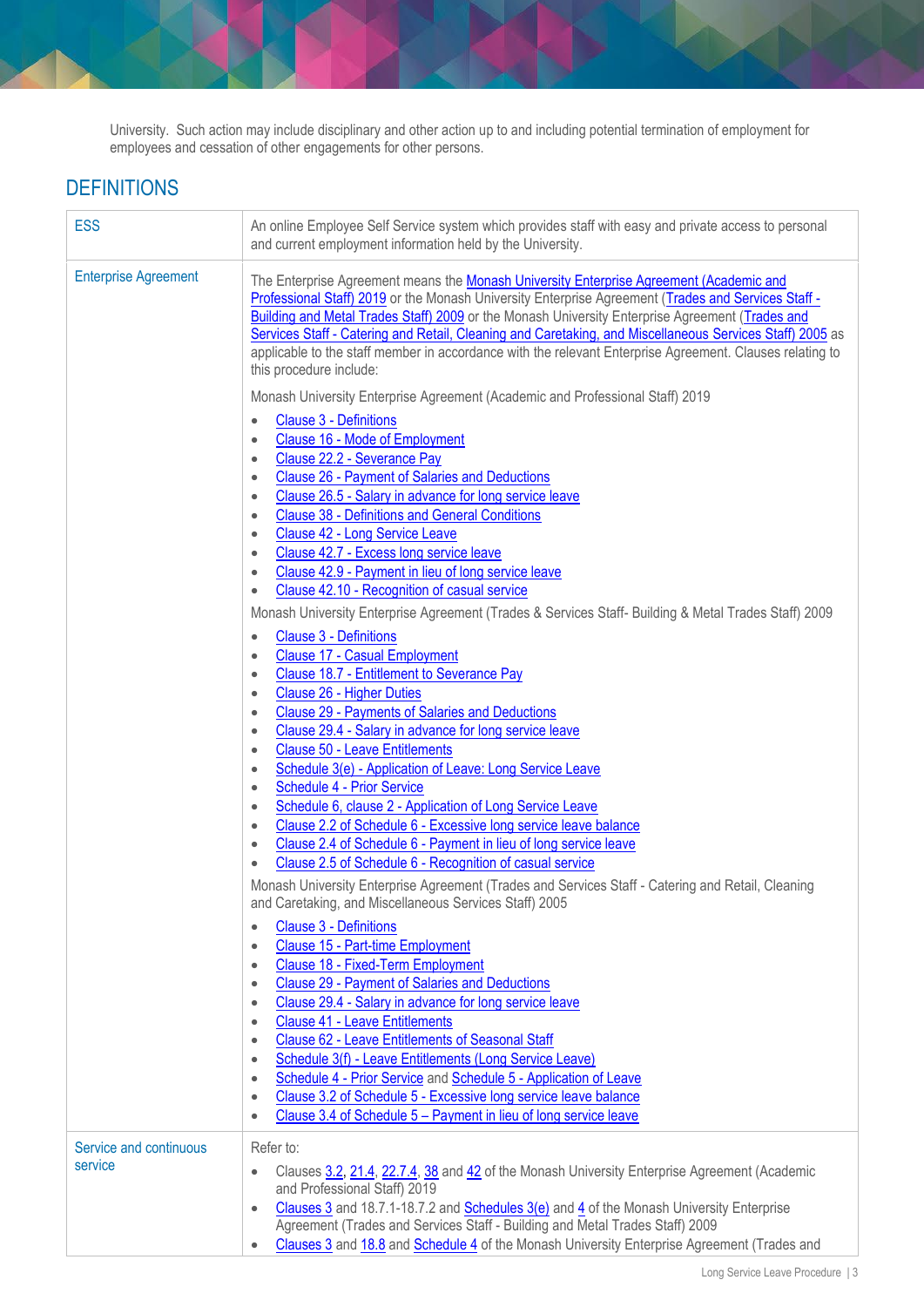University. Such action may include disciplinary and other action up to and including potential termination of employment for employees and cessation of other engagements for other persons.

## DEFINITIONS

| | |
|---|---|
| ESS | An online Employee Self Service system which provides staff with easy and private access to personal and current employment information held by the University. |
| Enterprise Agreement | The Enterprise Agreement means the Monash University Enterprise Agreement (Academic and Professional Staff) 2019 or the Monash University Enterprise Agreement (Trades and Services Staff - Building and Metal Trades Staff) 2009 or the Monash University Enterprise Agreement (Trades and Services Staff - Catering and Retail, Cleaning and Caretaking, and Miscellaneous Services Staff) 2005 as applicable to the staff member in accordance with the relevant Enterprise Agreement. Clauses relating to this procedure include:<br><br>Monash University Enterprise Agreement (Academic and Professional Staff) 2019<br>• Clause 3 - Definitions<br>• Clause 16 - Mode of Employment<br>• Clause 22.2 - Severance Pay<br>• Clause 26 - Payment of Salaries and Deductions<br>• Clause 26.5 - Salary in advance for long service leave<br>• Clause 38 - Definitions and General Conditions<br>• Clause 42 - Long Service Leave<br>• Clause 42.7 - Excess long service leave<br>• Clause 42.9 - Payment in lieu of long service leave<br>• Clause 42.10 - Recognition of casual service<br><br>Monash University Enterprise Agreement (Trades & Services Staff- Building & Metal Trades Staff) 2009<br>• Clause 3 - Definitions<br>• Clause 17 - Casual Employment<br>• Clause 18.7 - Entitlement to Severance Pay<br>• Clause 26 - Higher Duties<br>• Clause 29 - Payments of Salaries and Deductions<br>• Clause 29.4 - Salary in advance for long service leave<br>• Clause 50 - Leave Entitlements<br>• Schedule 3(e) - Application of Leave: Long Service Leave<br>• Schedule 4 - Prior Service<br>• Schedule 6, clause 2 - Application of Long Service Leave<br>• Clause 2.2 of Schedule 6 - Excessive long service leave balance<br>• Clause 2.4 of Schedule 6 - Payment in lieu of long service leave<br>• Clause 2.5 of Schedule 6 - Recognition of casual service<br><br>Monash University Enterprise Agreement (Trades and Services Staff - Catering and Retail, Cleaning and Caretaking, and Miscellaneous Services Staff) 2005<br>• Clause 3 - Definitions<br>• Clause 15 - Part-time Employment<br>• Clause 18 - Fixed-Term Employment<br>• Clause 29 - Payment of Salaries and Deductions<br>• Clause 29.4 - Salary in advance for long service leave<br>• Clause 41 - Leave Entitlements<br>• Clause 62 - Leave Entitlements of Seasonal Staff<br>• Schedule 3(f) - Leave Entitlements (Long Service Leave)<br>• Schedule 4 - Prior Service and Schedule 5 - Application of Leave<br>• Clause 3.2 of Schedule 5 - Excessive long service leave balance<br>• Clause 3.4 of Schedule 5 – Payment in lieu of long service leave |
| Service and continuous service | Refer to:<br>• Clauses 3.2, 21.4, 22.7.4, 38 and 42 of the Monash University Enterprise Agreement (Academic and Professional Staff) 2019<br>• Clauses 3 and 18.7.1-18.7.2 and Schedules 3(e) and 4 of the Monash University Enterprise Agreement (Trades and Services Staff - Building and Metal Trades Staff) 2009<br>• Clauses 3 and 18.8 and Schedule 4 of the Monash University Enterprise Agreement (Trades and |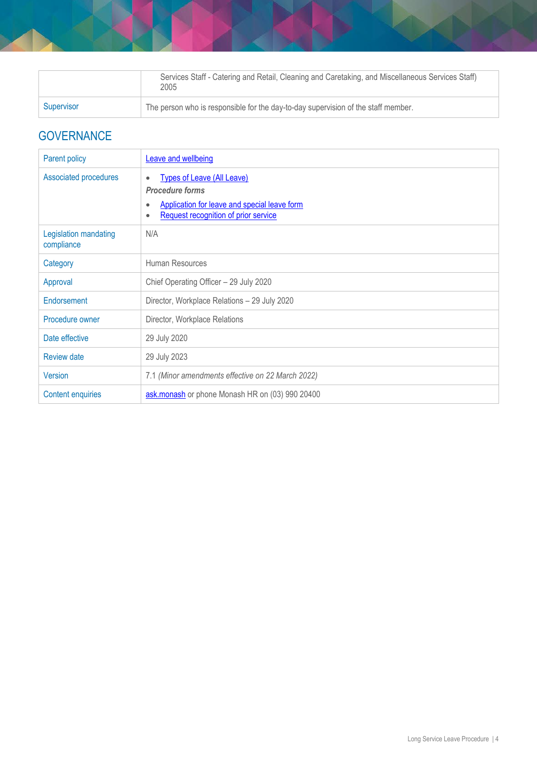| | |
|---|---|
| | Services Staff - Catering and Retail, Cleaning and Caretaking, and Miscellaneous Services Staff) 2005 |
| Supervisor | The person who is responsible for the day-to-day supervision of the staff member. |

## GOVERNANCE

| | |
|---|---|
| Parent policy | Leave and wellbeing |
| Associated procedures | • Types of Leave (All Leave)<br>***Procedure forms***<br>• Application for leave and special leave form<br>• Request recognition of prior service |
| Legislation mandating compliance | N/A |
| Category | Human Resources |
| Approval | Chief Operating Officer – 29 July 2020 |
| Endorsement | Director, Workplace Relations – 29 July 2020 |
| Procedure owner | Director, Workplace Relations |
| Date effective | 29 July 2020 |
| Review date | 29 July 2023 |
| Version | 7.1 *(Minor amendments effective on 22 March 2022)* |
| Content enquiries | ask.monash or phone Monash HR on (03) 990 20400 |